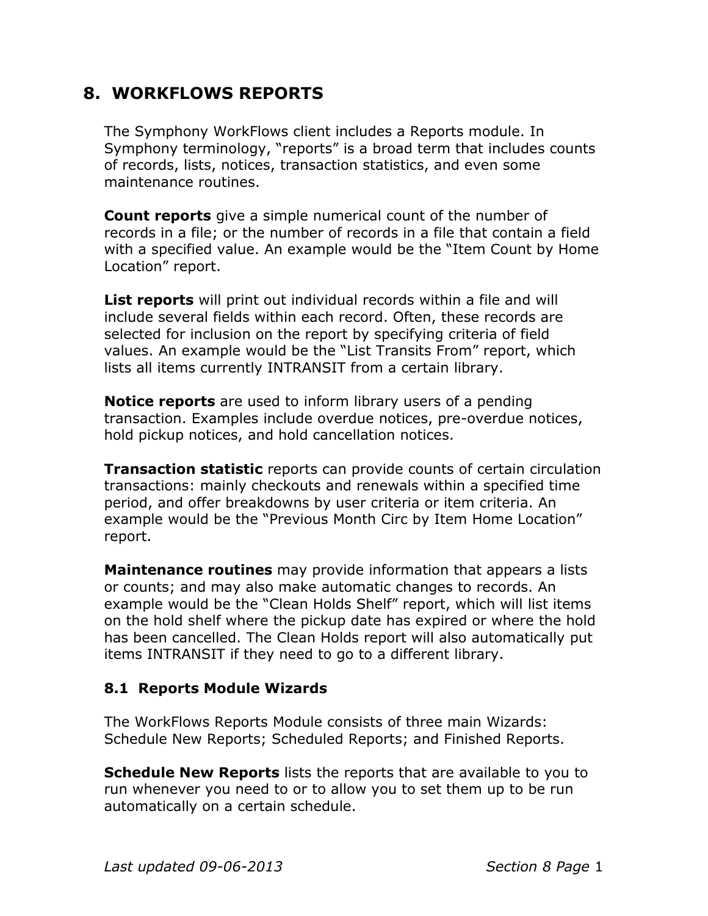# 8. WORKFLOWS REPORTS

The Symphony WorkFlows client includes a Reports module. In Symphony terminology, "reports" is a broad term that includes counts of records, lists, notices, transaction statistics, and even some maintenance routines.

**Count reports** give a simple numerical count of the number of records in a file; or the number of records in a file that contain a field with a specified value. An example would be the "Item Count by Home Location" report.

**List reports** will print out individual records within a file and will include several fields within each record. Often, these records are selected for inclusion on the report by specifying criteria of field values. An example would be the "List Transits From" report, which lists all items currently INTRANSIT from a certain library.

**Notice reports** are used to inform library users of a pending transaction. Examples include overdue notices, pre-overdue notices, hold pickup notices, and hold cancellation notices.

**Transaction statistic** reports can provide counts of certain circulation transactions: mainly checkouts and renewals within a specified time period, and offer breakdowns by user criteria or item criteria. An example would be the "Previous Month Circ by Item Home Location" report.

**Maintenance routines** may provide information that appears a lists or counts; and may also make automatic changes to records. An example would be the "Clean Holds Shelf" report, which will list items on the hold shelf where the pickup date has expired or where the hold has been cancelled. The Clean Holds report will also automatically put items INTRANSIT if they need to go to a different library.

## 8.1 Reports Module Wizards

The WorkFlows Reports Module consists of three main Wizards: Schedule New Reports; Scheduled Reports; and Finished Reports.

**Schedule New Reports** lists the reports that are available to you to run whenever you need to or to allow you to set them up to be run automatically on a certain schedule.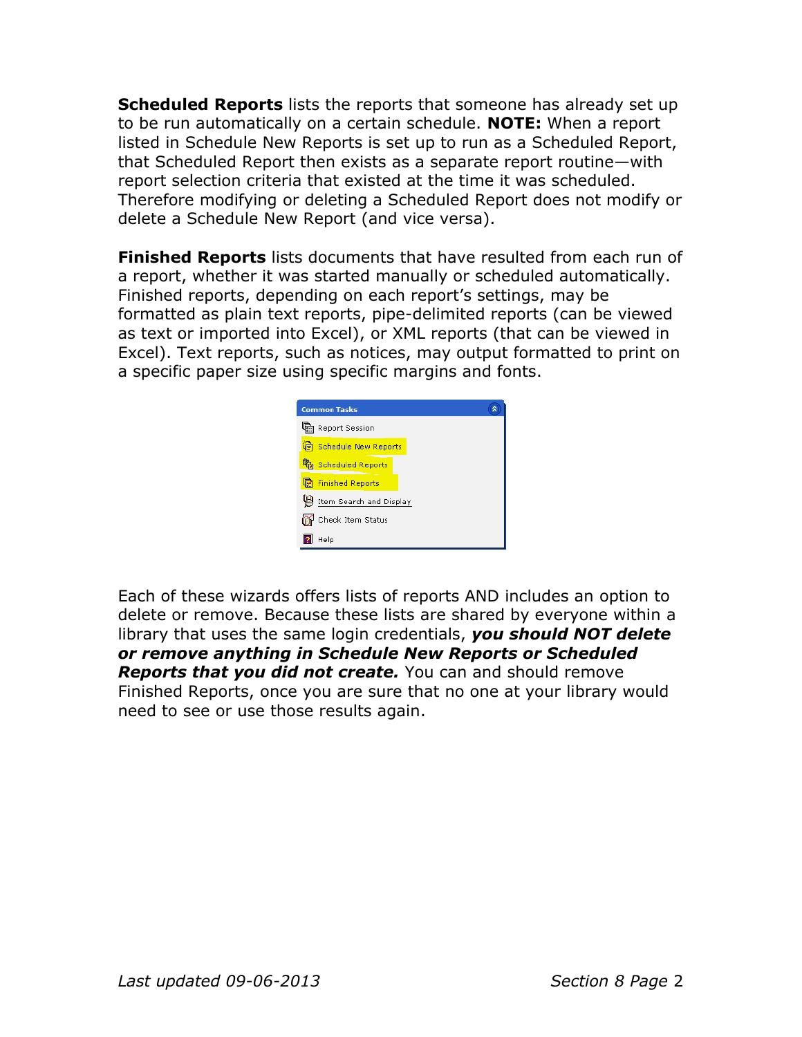**Scheduled Reports** lists the reports that someone has already set up to be run automatically on a certain schedule. **NOTE:** When a report listed in Schedule New Reports is set up to run as a Scheduled Report, that Scheduled Report then exists as a separate report routine—with report selection criteria that existed at the time it was scheduled. Therefore modifying or deleting a Scheduled Report does not modify or delete a Schedule New Report (and vice versa).

**Finished Reports** lists documents that have resulted from each run of a report, whether it was started manually or scheduled automatically. Finished reports, depending on each report's settings, may be formatted as plain text reports, pipe-delimited reports (can be viewed as text or imported into Excel), or XML reports (that can be viewed in Excel). Text reports, such as notices, may output formatted to print on a specific paper size using specific margins and fonts.

Each of these wizards offers lists of reports AND includes an option to delete or remove. Because these lists are shared by everyone within a library that uses the same login credentials, ***you should NOT delete or remove anything in Schedule New Reports or Scheduled Reports that you did not create.*** You can and should remove Finished Reports, once you are sure that no one at your library would need to see or use those results again.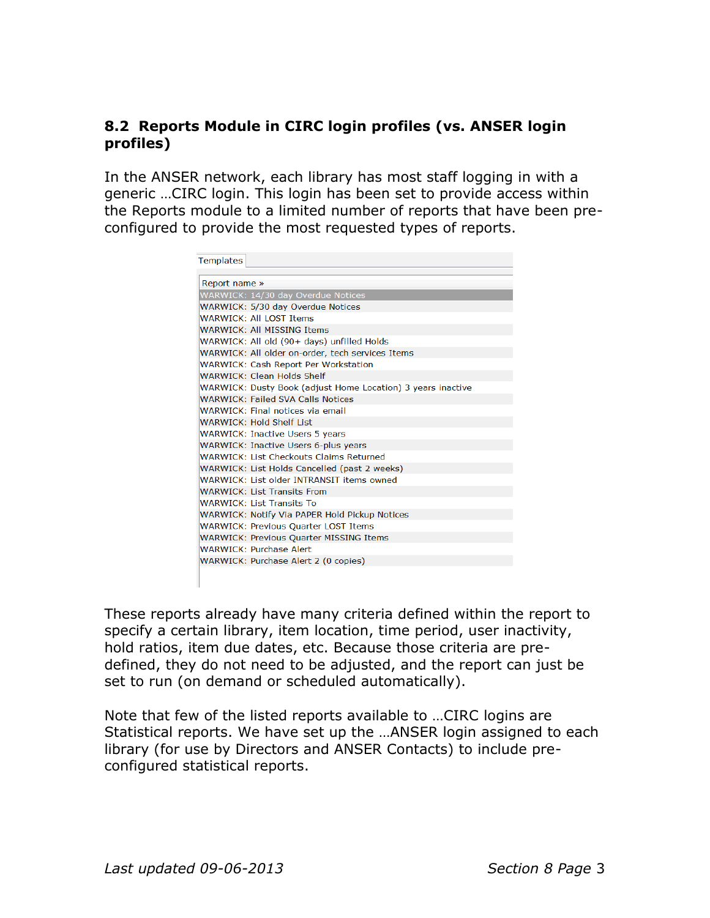## 8.2 Reports Module in CIRC login profiles (vs. ANSER login profiles)

In the ANSER network, each library has most staff logging in with a generic …CIRC login. This login has been set to provide access within the Reports module to a limited number of reports that have been pre-configured to provide the most requested types of reports.

Templates

| Report name » |
|---|
| WARWICK: 14/30 day Overdue Notices |
| WARWICK: 5/30 day Overdue Notices |
| WARWICK: All LOST Items |
| WARWICK: All MISSING Items |
| WARWICK: All old (90+ days) unfilled Holds |
| WARWICK: All older on-order, tech services Items |
| WARWICK: Cash Report Per Workstation |
| WARWICK: Clean Holds Shelf |
| WARWICK: Dusty Book (adjust Home Location) 3 years inactive |
| WARWICK: Failed SVA Calls Notices |
| WARWICK: Final notices via email |
| WARWICK: Hold Shelf List |
| WARWICK: Inactive Users 5 years |
| WARWICK: Inactive Users 6-plus years |
| WARWICK: List Checkouts Claims Returned |
| WARWICK: List Holds Cancelled (past 2 weeks) |
| WARWICK: List older INTRANSIT items owned |
| WARWICK: List Transits From |
| WARWICK: List Transits To |
| WARWICK: Notify Via PAPER Hold Pickup Notices |
| WARWICK: Previous Quarter LOST Items |
| WARWICK: Previous Quarter MISSING Items |
| WARWICK: Purchase Alert |
| WARWICK: Purchase Alert 2 (0 copies) |

These reports already have many criteria defined within the report to specify a certain library, item location, time period, user inactivity, hold ratios, item due dates, etc. Because those criteria are pre-defined, they do not need to be adjusted, and the report can just be set to run (on demand or scheduled automatically).

Note that few of the listed reports available to …CIRC logins are Statistical reports. We have set up the …ANSER login assigned to each library (for use by Directors and ANSER Contacts) to include pre-configured statistical reports.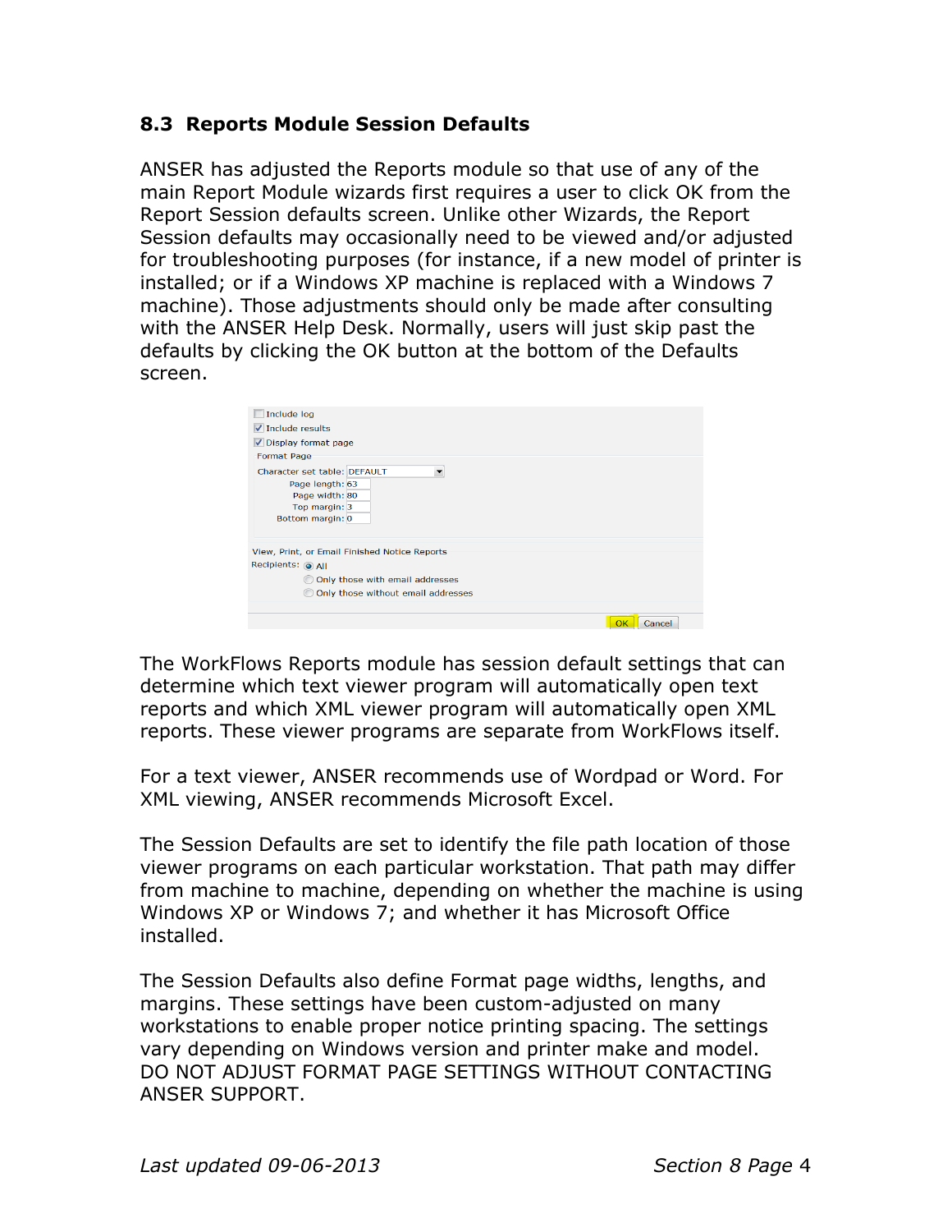## 8.3 Reports Module Session Defaults

ANSER has adjusted the Reports module so that use of any of the main Report Module wizards first requires a user to click OK from the Report Session defaults screen. Unlike other Wizards, the Report Session defaults may occasionally need to be viewed and/or adjusted for troubleshooting purposes (for instance, if a new model of printer is installed; or if a Windows XP machine is replaced with a Windows 7 machine). Those adjustments should only be made after consulting with the ANSER Help Desk. Normally, users will just skip past the defaults by clicking the OK button at the bottom of the Defaults screen.

The WorkFlows Reports module has session default settings that can determine which text viewer program will automatically open text reports and which XML viewer program will automatically open XML reports. These viewer programs are separate from WorkFlows itself.

For a text viewer, ANSER recommends use of Wordpad or Word. For XML viewing, ANSER recommends Microsoft Excel.

The Session Defaults are set to identify the file path location of those viewer programs on each particular workstation. That path may differ from machine to machine, depending on whether the machine is using Windows XP or Windows 7; and whether it has Microsoft Office installed.

The Session Defaults also define Format page widths, lengths, and margins. These settings have been custom-adjusted on many workstations to enable proper notice printing spacing. The settings vary depending on Windows version and printer make and model. DO NOT ADJUST FORMAT PAGE SETTINGS WITHOUT CONTACTING ANSER SUPPORT.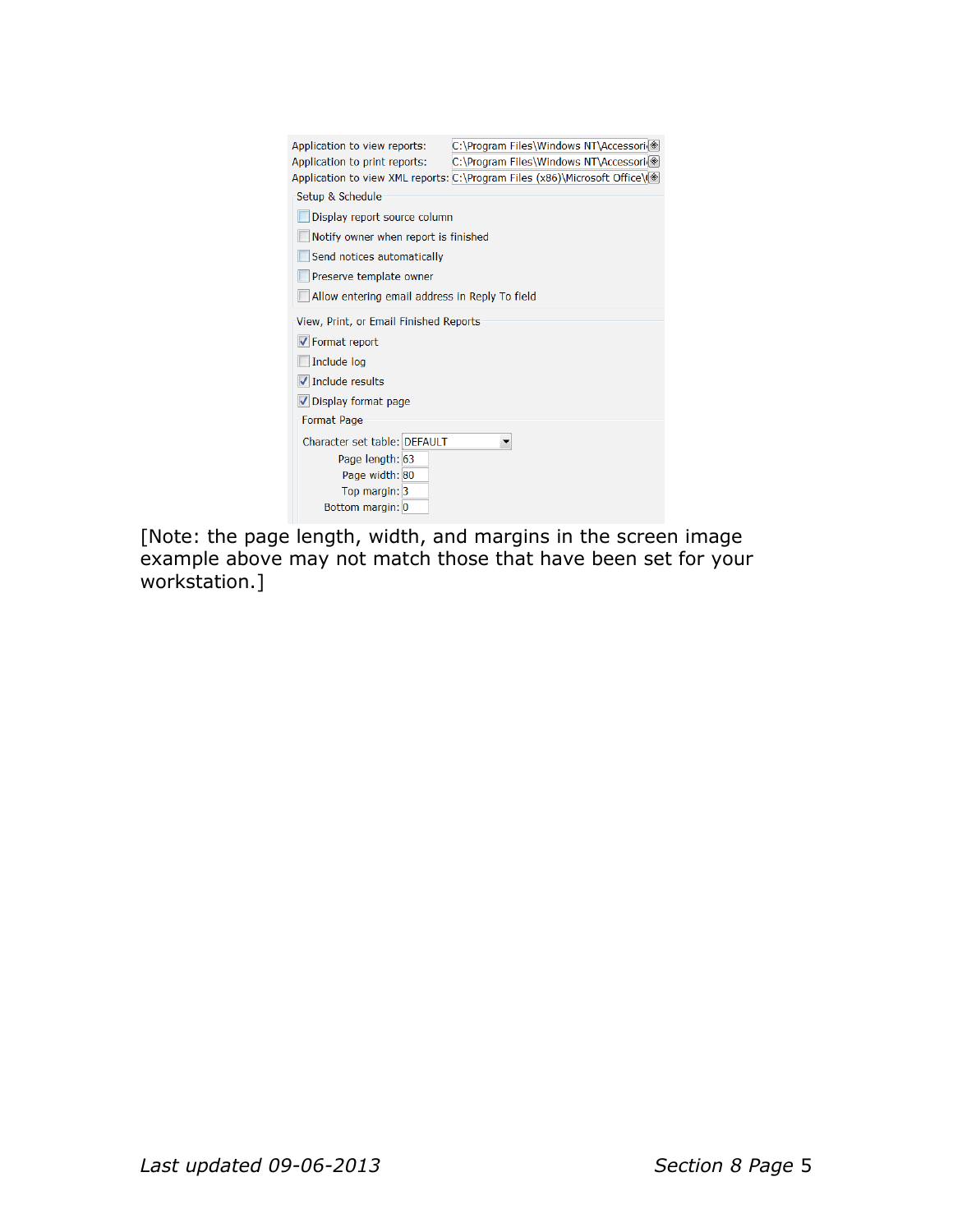Application to view reports: C:\Program Files\Windows NT\Accessori

Application to print reports: C:\Program Files\Windows NT\Accessori

Application to view XML reports: C:\Program Files (x86)\Microsoft Office\

Setup & Schedule

- [ ] Display report source column
- [ ] Notify owner when report is finished
- [ ] Send notices automatically
- [ ] Preserve template owner
- [ ] Allow entering email address in Reply To field

View, Print, or Email Finished Reports

- [x] Format report
- [ ] Include log
- [x] Include results
- [x] Display format page

Format Page

Character set table: DEFAULT

Page length: 63

Page width: 80

Top margin: 3

Bottom margin: 0

[Note: the page length, width, and margins in the screen image example above may not match those that have been set for your workstation.]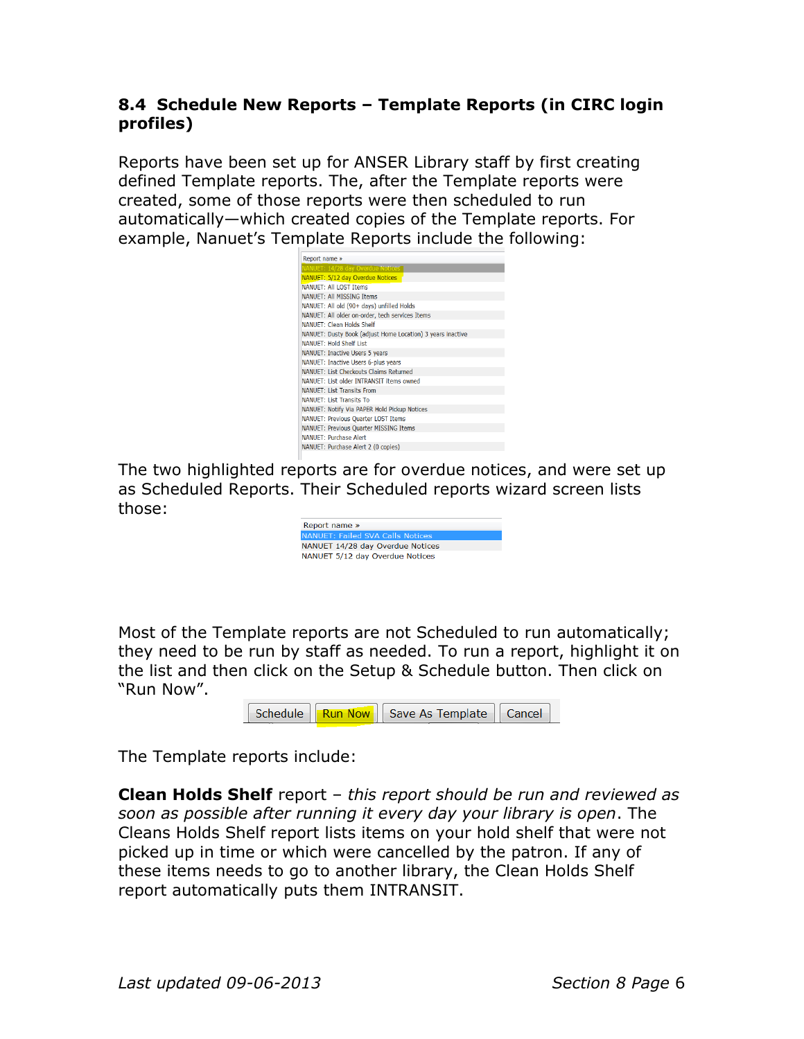### 8.4 Schedule New Reports – Template Reports (in CIRC login profiles)

Reports have been set up for ANSER Library staff by first creating defined Template reports. The, after the Template reports were created, some of those reports were then scheduled to run automatically—which created copies of the Template reports. For example, Nanuet's Template Reports include the following:

| Report name » |
|---|
| NANUET: 14/28 day Overdue Notices |
| NANUET: 5/12 day Overdue Notices |
| NANUET: All LOST Items |
| NANUET: All MISSING Items |
| NANUET: All old (90+ days) unfilled Holds |
| NANUET: All older on-order, tech services Items |
| NANUET: Clean Holds Shelf |
| NANUET: Dusty Book (adjust Home Location) 3 years inactive |
| NANUET: Hold Shelf List |
| NANUET: Inactive Users 5 years |
| NANUET: Inactive Users 6-plus years |
| NANUET: List Checkouts Claims Returned |
| NANUET: List older INTRANSIT items owned |
| NANUET: List Transits From |
| NANUET: List Transits To |
| NANUET: Notify Via PAPER Hold Pickup Notices |
| NANUET: Previous Quarter LOST Items |
| NANUET: Previous Quarter MISSING Items |
| NANUET: Purchase Alert |
| NANUET: Purchase Alert 2 (0 copies) |

The two highlighted reports are for overdue notices, and were set up as Scheduled Reports. Their Scheduled reports wizard screen lists those:

| Report name » |
|---|
| NANUET: Failed SVA Calls Notices |
| NANUET 14/28 day Overdue Notices |
| NANUET 5/12 day Overdue Notices |

Most of the Template reports are not Scheduled to run automatically; they need to be run by staff as needed. To run a report, highlight it on the list and then click on the Setup & Schedule button. Then click on "Run Now".

Schedule | Run Now | Save As Template | Cancel

The Template reports include:

**Clean Holds Shelf** report – *this report should be run and reviewed as soon as possible after running it every day your library is open*. The Cleans Holds Shelf report lists items on your hold shelf that were not picked up in time or which were cancelled by the patron. If any of these items needs to go to another library, the Clean Holds Shelf report automatically puts them INTRANSIT.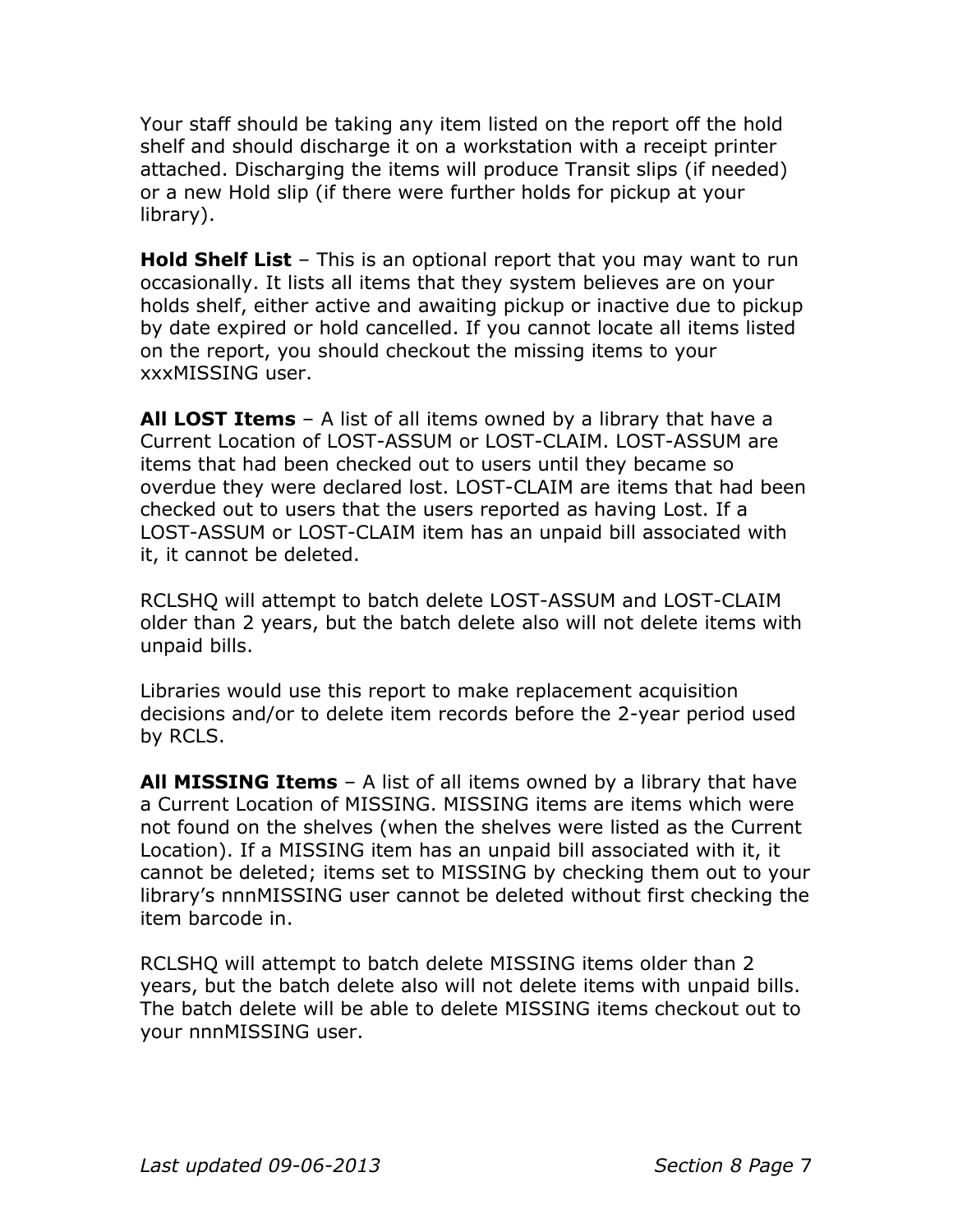Your staff should be taking any item listed on the report off the hold shelf and should discharge it on a workstation with a receipt printer attached. Discharging the items will produce Transit slips (if needed) or a new Hold slip (if there were further holds for pickup at your library).

**Hold Shelf List** – This is an optional report that you may want to run occasionally. It lists all items that they system believes are on your holds shelf, either active and awaiting pickup or inactive due to pickup by date expired or hold cancelled. If you cannot locate all items listed on the report, you should checkout the missing items to your xxxMISSING user.

**All LOST Items** – A list of all items owned by a library that have a Current Location of LOST-ASSUM or LOST-CLAIM. LOST-ASSUM are items that had been checked out to users until they became so overdue they were declared lost. LOST-CLAIM are items that had been checked out to users that the users reported as having Lost. If a LOST-ASSUM or LOST-CLAIM item has an unpaid bill associated with it, it cannot be deleted.

RCLSHQ will attempt to batch delete LOST-ASSUM and LOST-CLAIM older than 2 years, but the batch delete also will not delete items with unpaid bills.

Libraries would use this report to make replacement acquisition decisions and/or to delete item records before the 2-year period used by RCLS.

**All MISSING Items** – A list of all items owned by a library that have a Current Location of MISSING. MISSING items are items which were not found on the shelves (when the shelves were listed as the Current Location). If a MISSING item has an unpaid bill associated with it, it cannot be deleted; items set to MISSING by checking them out to your library's nnnMISSING user cannot be deleted without first checking the item barcode in.

RCLSHQ will attempt to batch delete MISSING items older than 2 years, but the batch delete also will not delete items with unpaid bills. The batch delete will be able to delete MISSING items checkout out to your nnnMISSING user.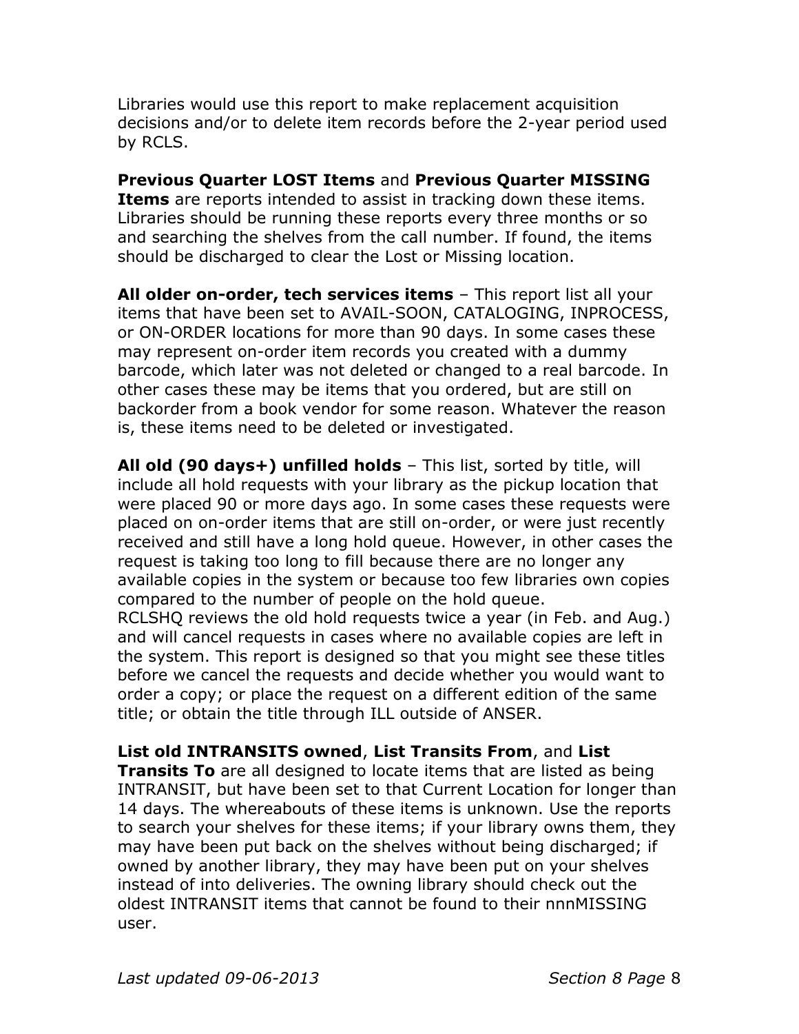Libraries would use this report to make replacement acquisition decisions and/or to delete item records before the 2-year period used by RCLS.

**Previous Quarter LOST Items** and **Previous Quarter MISSING Items** are reports intended to assist in tracking down these items. Libraries should be running these reports every three months or so and searching the shelves from the call number. If found, the items should be discharged to clear the Lost or Missing location.

**All older on-order, tech services items** – This report list all your items that have been set to AVAIL-SOON, CATALOGING, INPROCESS, or ON-ORDER locations for more than 90 days. In some cases these may represent on-order item records you created with a dummy barcode, which later was not deleted or changed to a real barcode. In other cases these may be items that you ordered, but are still on backorder from a book vendor for some reason. Whatever the reason is, these items need to be deleted or investigated.

**All old (90 days+) unfilled holds** – This list, sorted by title, will include all hold requests with your library as the pickup location that were placed 90 or more days ago. In some cases these requests were placed on on-order items that are still on-order, or were just recently received and still have a long hold queue. However, in other cases the request is taking too long to fill because there are no longer any available copies in the system or because too few libraries own copies compared to the number of people on the hold queue.
RCLSHQ reviews the old hold requests twice a year (in Feb. and Aug.) and will cancel requests in cases where no available copies are left in the system. This report is designed so that you might see these titles before we cancel the requests and decide whether you would want to order a copy; or place the request on a different edition of the same title; or obtain the title through ILL outside of ANSER.

**List old INTRANSITS owned**, **List Transits From**, and **List Transits To** are all designed to locate items that are listed as being INTRANSIT, but have been set to that Current Location for longer than 14 days. The whereabouts of these items is unknown. Use the reports to search your shelves for these items; if your library owns them, they may have been put back on the shelves without being discharged; if owned by another library, they may have been put on your shelves instead of into deliveries. The owning library should check out the oldest INTRANSIT items that cannot be found to their nnnMISSING user.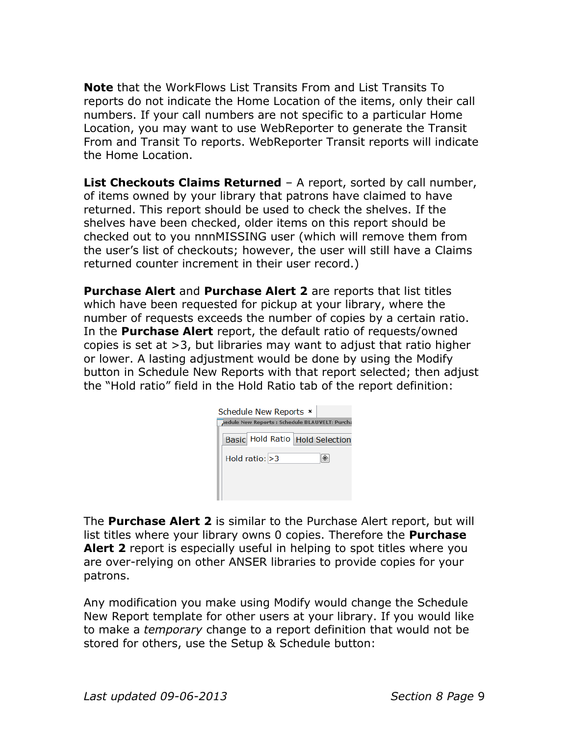**Note** that the WorkFlows List Transits From and List Transits To reports do not indicate the Home Location of the items, only their call numbers. If your call numbers are not specific to a particular Home Location, you may want to use WebReporter to generate the Transit From and Transit To reports. WebReporter Transit reports will indicate the Home Location.

**List Checkouts Claims Returned** – A report, sorted by call number, of items owned by your library that patrons have claimed to have returned. This report should be used to check the shelves. If the shelves have been checked, older items on this report should be checked out to you nnnMISSING user (which will remove them from the user's list of checkouts; however, the user will still have a Claims returned counter increment in their user record.)

**Purchase Alert** and **Purchase Alert 2** are reports that list titles which have been requested for pickup at your library, where the number of requests exceeds the number of copies by a certain ratio. In the **Purchase Alert** report, the default ratio of requests/owned copies is set at >3, but libraries may want to adjust that ratio higher or lower. A lasting adjustment would be done by using the Modify button in Schedule New Reports with that report selected; then adjust the "Hold ratio" field in the Hold Ratio tab of the report definition:

The **Purchase Alert 2** is similar to the Purchase Alert report, but will list titles where your library owns 0 copies. Therefore the **Purchase Alert 2** report is especially useful in helping to spot titles where you are over-relying on other ANSER libraries to provide copies for your patrons.

Any modification you make using Modify would change the Schedule New Report template for other users at your library. If you would like to make a *temporary* change to a report definition that would not be stored for others, use the Setup & Schedule button: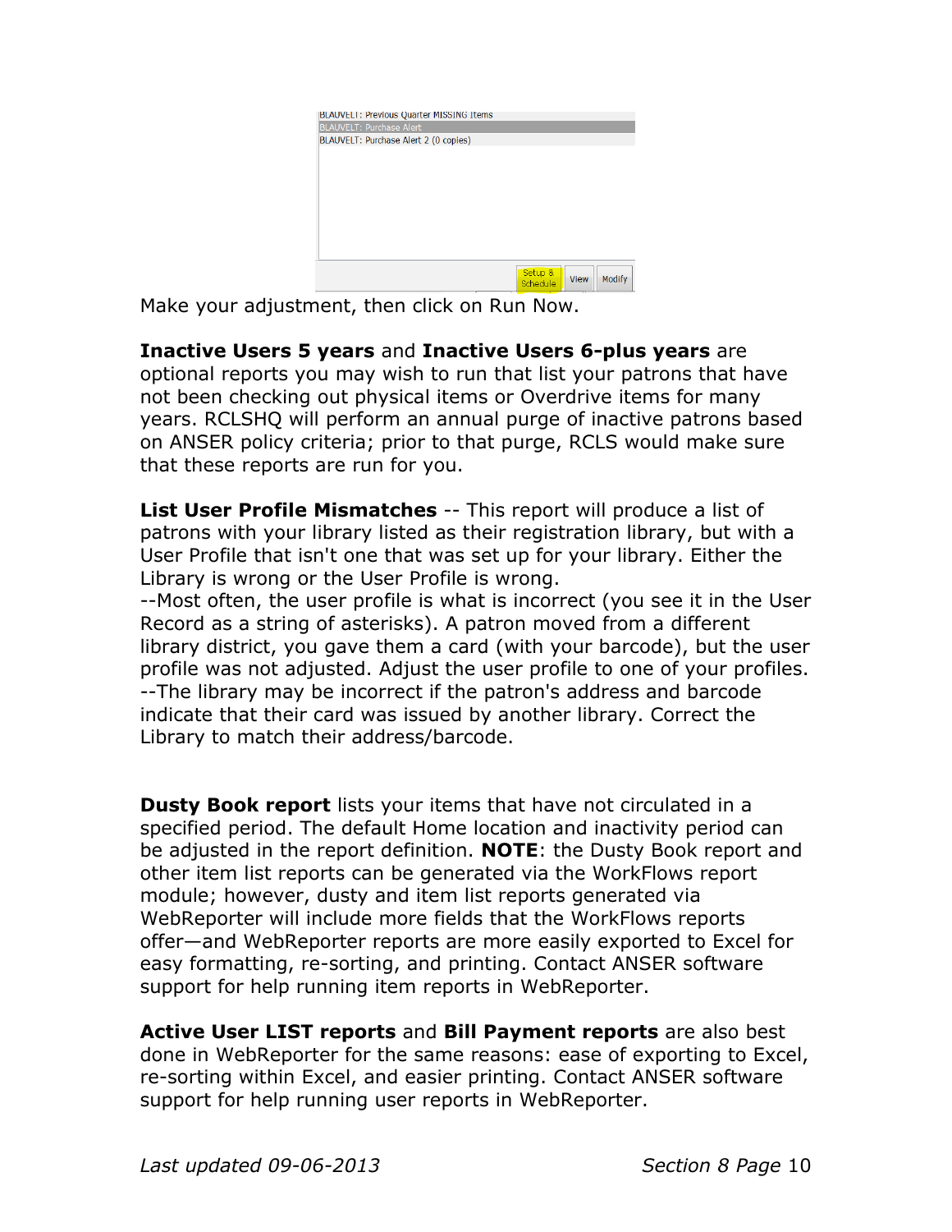Make your adjustment, then click on Run Now.

**Inactive Users 5 years** and **Inactive Users 6-plus years** are optional reports you may wish to run that list your patrons that have not been checking out physical items or Overdrive items for many years. RCLSHQ will perform an annual purge of inactive patrons based on ANSER policy criteria; prior to that purge, RCLS would make sure that these reports are run for you.

**List User Profile Mismatches** -- This report will produce a list of patrons with your library listed as their registration library, but with a User Profile that isn't one that was set up for your library. Either the Library is wrong or the User Profile is wrong.
--Most often, the user profile is what is incorrect (you see it in the User Record as a string of asterisks). A patron moved from a different library district, you gave them a card (with your barcode), but the user profile was not adjusted. Adjust the user profile to one of your profiles.
--The library may be incorrect if the patron's address and barcode indicate that their card was issued by another library. Correct the Library to match their address/barcode.

**Dusty Book report** lists your items that have not circulated in a specified period. The default Home location and inactivity period can be adjusted in the report definition. **NOTE**: the Dusty Book report and other item list reports can be generated via the WorkFlows report module; however, dusty and item list reports generated via WebReporter will include more fields that the WorkFlows reports offer—and WebReporter reports are more easily exported to Excel for easy formatting, re-sorting, and printing. Contact ANSER software support for help running item reports in WebReporter.

**Active User LIST reports** and **Bill Payment reports** are also best done in WebReporter for the same reasons: ease of exporting to Excel, re-sorting within Excel, and easier printing. Contact ANSER software support for help running user reports in WebReporter.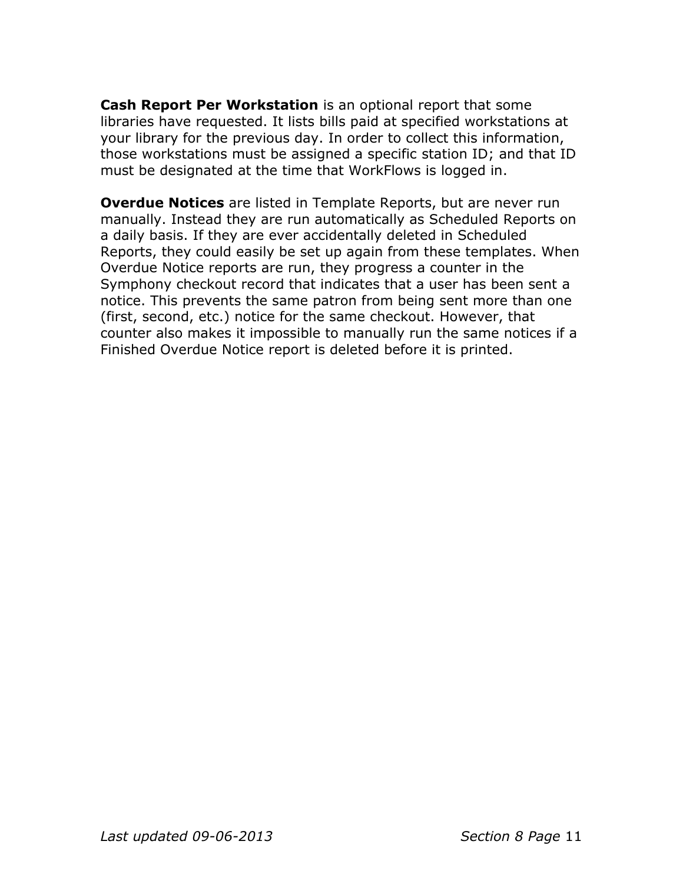**Cash Report Per Workstation** is an optional report that some libraries have requested. It lists bills paid at specified workstations at your library for the previous day. In order to collect this information, those workstations must be assigned a specific station ID; and that ID must be designated at the time that WorkFlows is logged in.

**Overdue Notices** are listed in Template Reports, but are never run manually. Instead they are run automatically as Scheduled Reports on a daily basis. If they are ever accidentally deleted in Scheduled Reports, they could easily be set up again from these templates. When Overdue Notice reports are run, they progress a counter in the Symphony checkout record that indicates that a user has been sent a notice. This prevents the same patron from being sent more than one (first, second, etc.) notice for the same checkout. However, that counter also makes it impossible to manually run the same notices if a Finished Overdue Notice report is deleted before it is printed.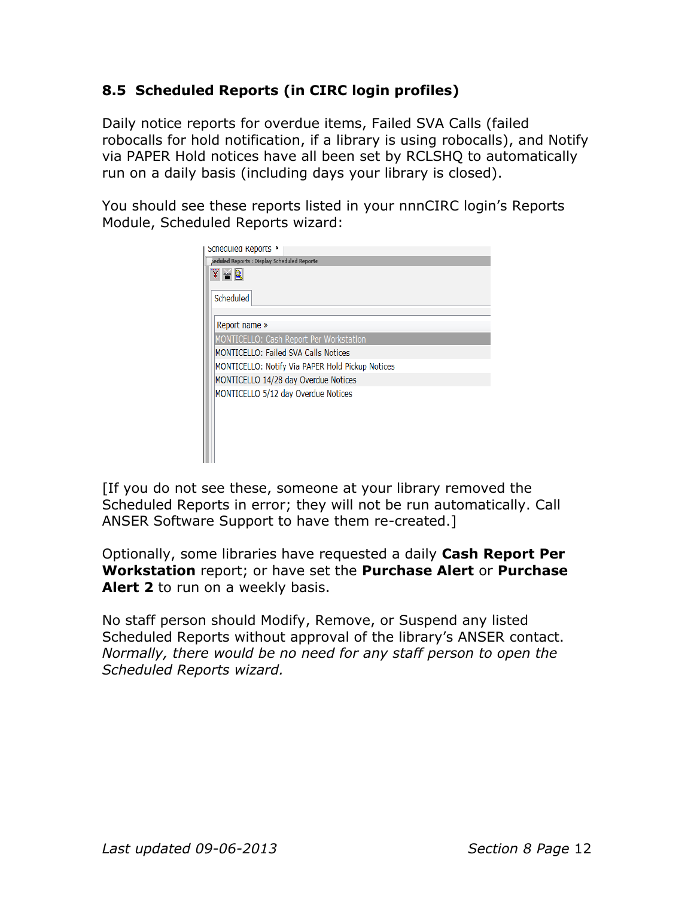### 8.5 Scheduled Reports (in CIRC login profiles)

Daily notice reports for overdue items, Failed SVA Calls (failed robocalls for hold notification, if a library is using robocalls), and Notify via PAPER Hold notices have all been set by RCLSHQ to automatically run on a daily basis (including days your library is closed).

You should see these reports listed in your nnnCIRC login's Reports Module, Scheduled Reports wizard:

[If you do not see these, someone at your library removed the Scheduled Reports in error; they will not be run automatically. Call ANSER Software Support to have them re-created.]

Optionally, some libraries have requested a daily **Cash Report Per Workstation** report; or have set the **Purchase Alert** or **Purchase Alert 2** to run on a weekly basis.

No staff person should Modify, Remove, or Suspend any listed Scheduled Reports without approval of the library's ANSER contact. *Normally, there would be no need for any staff person to open the Scheduled Reports wizard.*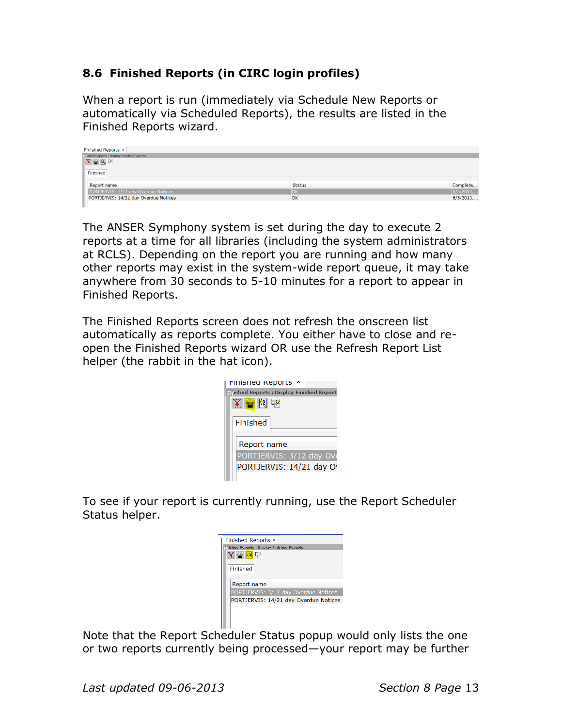## 8.6 Finished Reports (in CIRC login profiles)

When a report is run (immediately via Schedule New Reports or automatically via Scheduled Reports), the results are listed in the Finished Reports wizard.

The ANSER Symphony system is set during the day to execute 2 reports at a time for all libraries (including the system administrators at RCLS). Depending on the report you are running and how many other reports may exist in the system-wide report queue, it may take anywhere from 30 seconds to 5-10 minutes for a report to appear in Finished Reports.

The Finished Reports screen does not refresh the onscreen list automatically as reports complete. You either have to close and re-open the Finished Reports wizard OR use the Refresh Report List helper (the rabbit in the hat icon).

To see if your report is currently running, use the Report Scheduler Status helper.

Note that the Report Scheduler Status popup would only lists the one or two reports currently being processed—your report may be further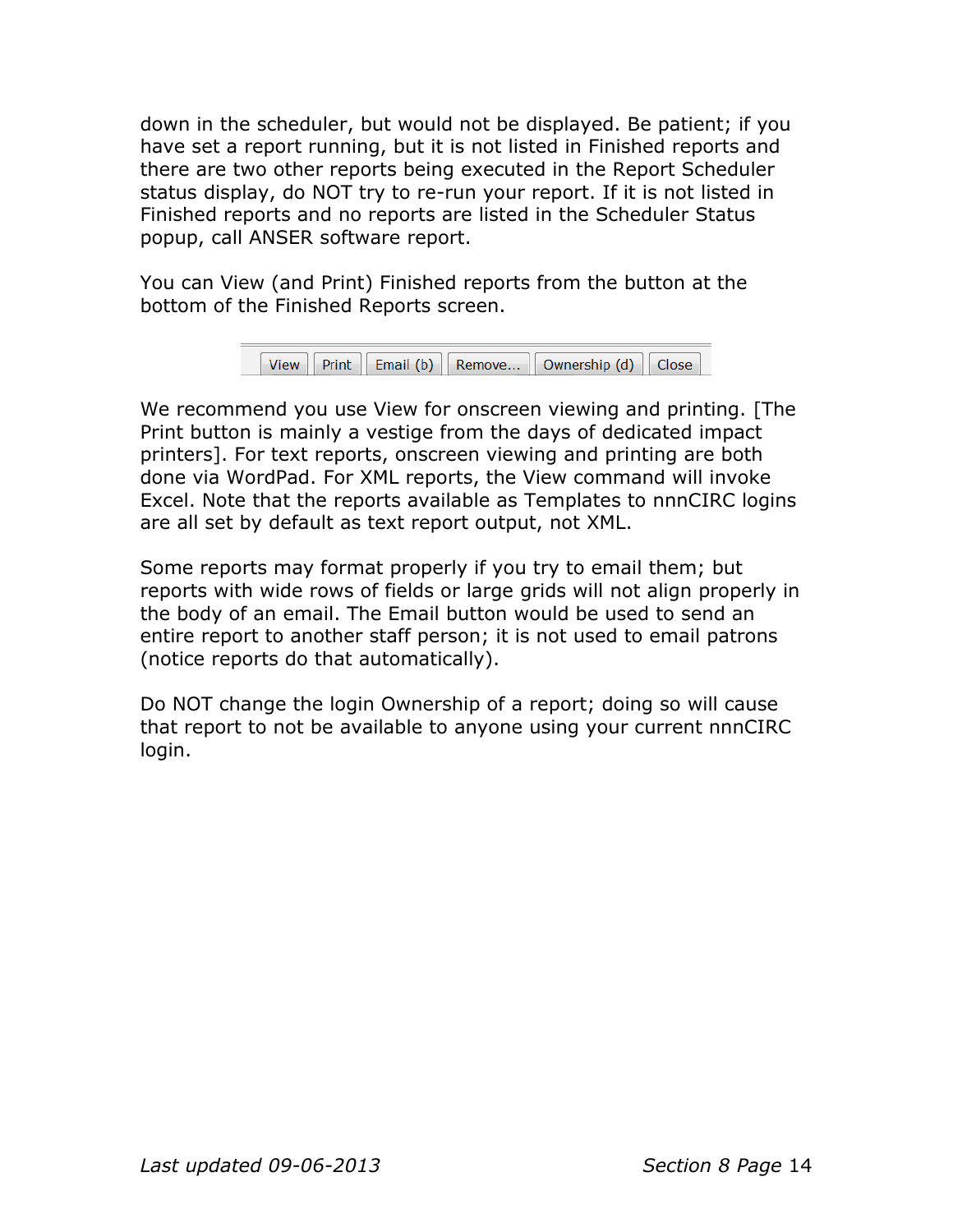down in the scheduler, but would not be displayed. Be patient; if you have set a report running, but it is not listed in Finished reports and there are two other reports being executed in the Report Scheduler status display, do NOT try to re-run your report. If it is not listed in Finished reports and no reports are listed in the Scheduler Status popup, call ANSER software report.

You can View (and Print) Finished reports from the button at the bottom of the Finished Reports screen.

View | Print | Email (b) | Remove... | Ownership (d) | Close

We recommend you use View for onscreen viewing and printing. [The Print button is mainly a vestige from the days of dedicated impact printers]. For text reports, onscreen viewing and printing are both done via WordPad. For XML reports, the View command will invoke Excel. Note that the reports available as Templates to nnnCIRC logins are all set by default as text report output, not XML.

Some reports may format properly if you try to email them; but reports with wide rows of fields or large grids will not align properly in the body of an email. The Email button would be used to send an entire report to another staff person; it is not used to email patrons (notice reports do that automatically).

Do NOT change the login Ownership of a report; doing so will cause that report to not be available to anyone using your current nnnCIRC login.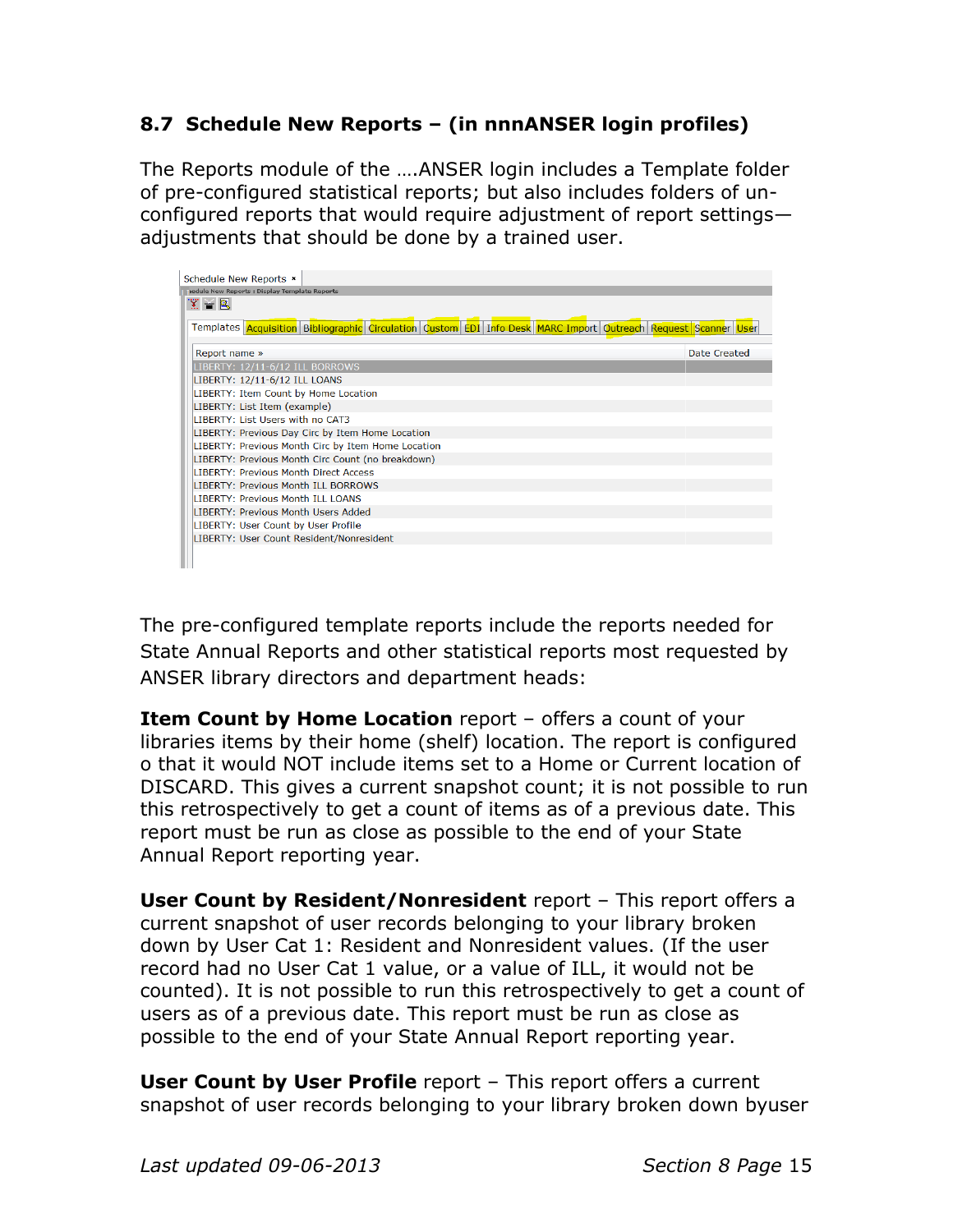## 8.7 Schedule New Reports – (in nnnANSER login profiles)

The Reports module of the ….ANSER login includes a Template folder of pre-configured statistical reports; but also includes folders of un-configured reports that would require adjustment of report settings—adjustments that should be done by a trained user.

The pre-configured template reports include the reports needed for State Annual Reports and other statistical reports most requested by ANSER library directors and department heads:

**Item Count by Home Location** report – offers a count of your libraries items by their home (shelf) location. The report is configured o that it would NOT include items set to a Home or Current location of DISCARD. This gives a current snapshot count; it is not possible to run this retrospectively to get a count of items as of a previous date. This report must be run as close as possible to the end of your State Annual Report reporting year.

**User Count by Resident/Nonresident** report – This report offers a current snapshot of user records belonging to your library broken down by User Cat 1: Resident and Nonresident values. (If the user record had no User Cat 1 value, or a value of ILL, it would not be counted). It is not possible to run this retrospectively to get a count of users as of a previous date. This report must be run as close as possible to the end of your State Annual Report reporting year.

**User Count by User Profile** report – This report offers a current snapshot of user records belonging to your library broken down byuser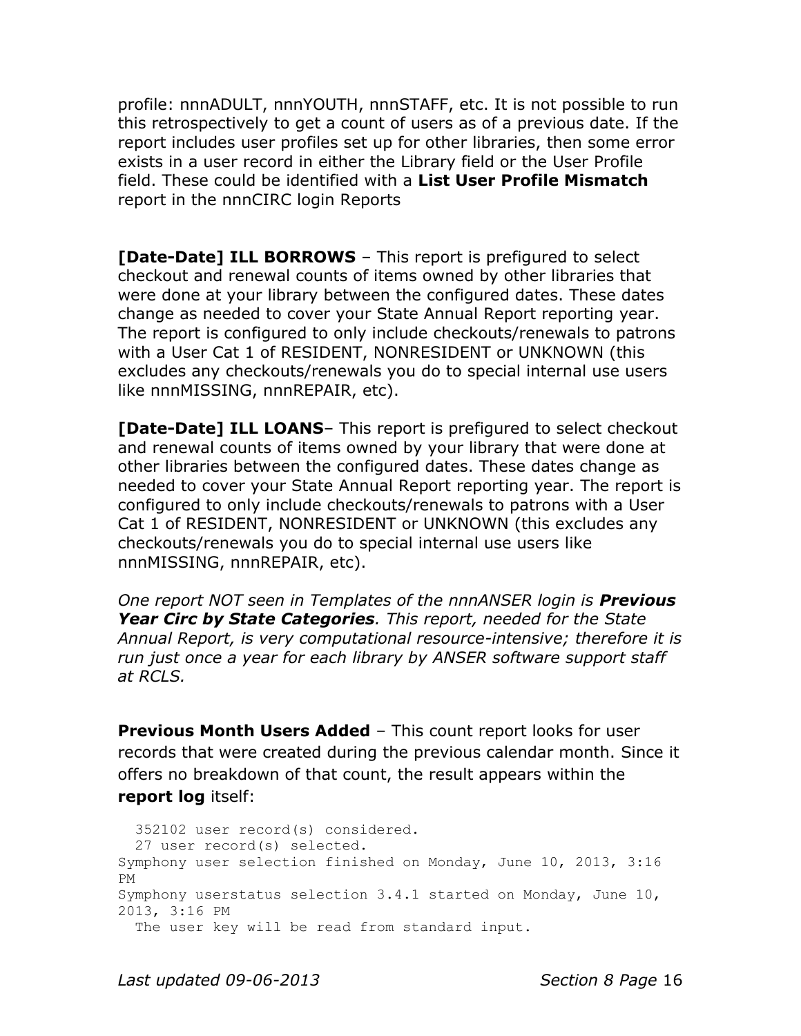profile: nnnADULT, nnnYOUTH, nnnSTAFF, etc. It is not possible to run this retrospectively to get a count of users as of a previous date. If the report includes user profiles set up for other libraries, then some error exists in a user record in either the Library field or the User Profile field. These could be identified with a **List User Profile Mismatch** report in the nnnCIRC login Reports

**[Date-Date] ILL BORROWS** – This report is prefigured to select checkout and renewal counts of items owned by other libraries that were done at your library between the configured dates. These dates change as needed to cover your State Annual Report reporting year. The report is configured to only include checkouts/renewals to patrons with a User Cat 1 of RESIDENT, NONRESIDENT or UNKNOWN (this excludes any checkouts/renewals you do to special internal use users like nnnMISSING, nnnREPAIR, etc).

**[Date-Date] ILL LOANS**– This report is prefigured to select checkout and renewal counts of items owned by your library that were done at other libraries between the configured dates. These dates change as needed to cover your State Annual Report reporting year. The report is configured to only include checkouts/renewals to patrons with a User Cat 1 of RESIDENT, NONRESIDENT or UNKNOWN (this excludes any checkouts/renewals you do to special internal use users like nnnMISSING, nnnREPAIR, etc).

*One report NOT seen in Templates of the nnnANSER login is **Previous Year Circ by State Categories**. This report, needed for the State Annual Report, is very computational resource-intensive; therefore it is run just once a year for each library by ANSER software support staff at RCLS.*

**Previous Month Users Added** – This count report looks for user records that were created during the previous calendar month. Since it offers no breakdown of that count, the result appears within the **report log** itself:

```
  352102 user record(s) considered.
  27 user record(s) selected.
Symphony user selection finished on Monday, June 10, 2013, 3:16
PM
Symphony userstatus selection 3.4.1 started on Monday, June 10,
2013, 3:16 PM
  The user key will be read from standard input.
```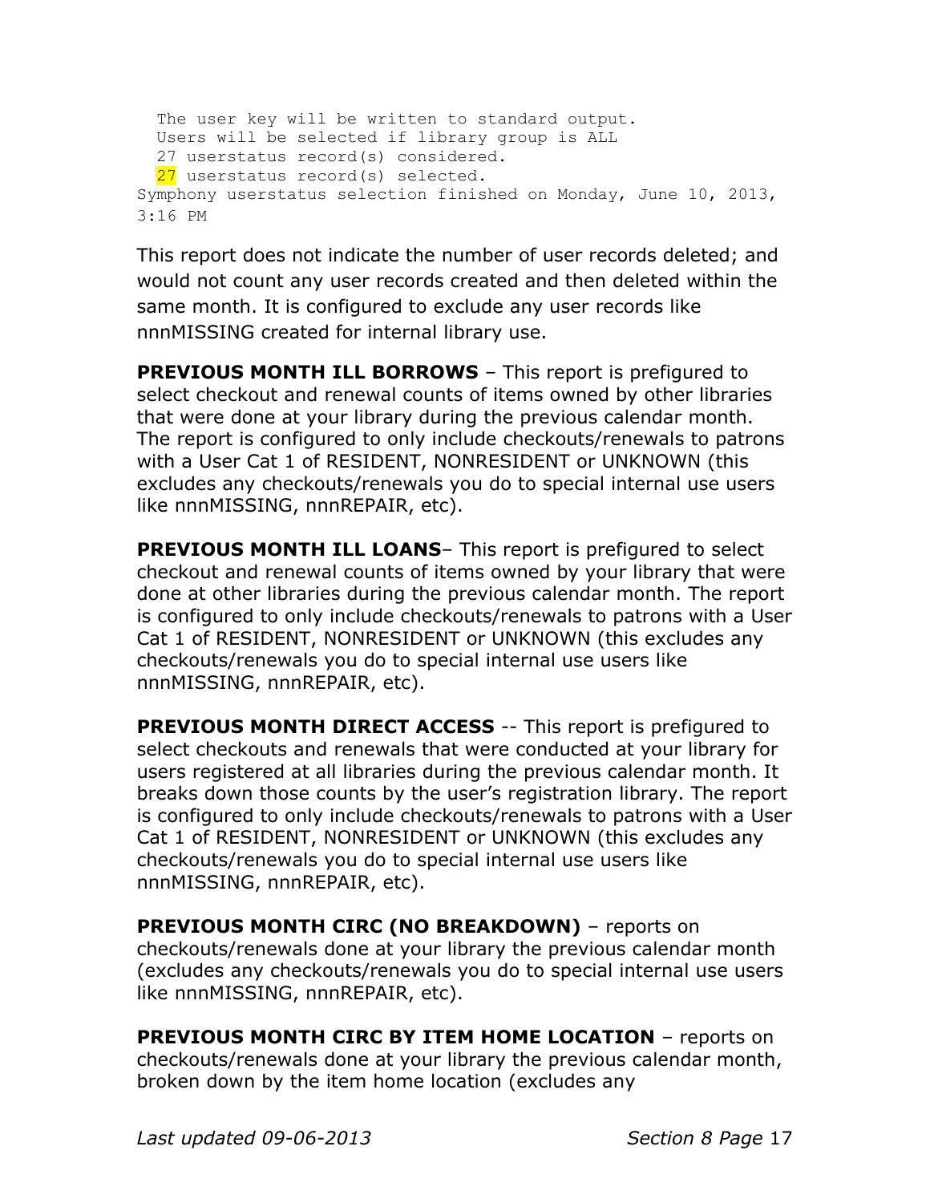```
  The user key will be written to standard output.
  Users will be selected if library group is ALL
  27 userstatus record(s) considered.
  27 userstatus record(s) selected.
Symphony userstatus selection finished on Monday, June 10, 2013,
3:16 PM
```

This report does not indicate the number of user records deleted; and would not count any user records created and then deleted within the same month. It is configured to exclude any user records like nnnMISSING created for internal library use.

**PREVIOUS MONTH ILL BORROWS** – This report is prefigured to select checkout and renewal counts of items owned by other libraries that were done at your library during the previous calendar month. The report is configured to only include checkouts/renewals to patrons with a User Cat 1 of RESIDENT, NONRESIDENT or UNKNOWN (this excludes any checkouts/renewals you do to special internal use users like nnnMISSING, nnnREPAIR, etc).

**PREVIOUS MONTH ILL LOANS**– This report is prefigured to select checkout and renewal counts of items owned by your library that were done at other libraries during the previous calendar month. The report is configured to only include checkouts/renewals to patrons with a User Cat 1 of RESIDENT, NONRESIDENT or UNKNOWN (this excludes any checkouts/renewals you do to special internal use users like nnnMISSING, nnnREPAIR, etc).

**PREVIOUS MONTH DIRECT ACCESS** -- This report is prefigured to select checkouts and renewals that were conducted at your library for users registered at all libraries during the previous calendar month. It breaks down those counts by the user's registration library. The report is configured to only include checkouts/renewals to patrons with a User Cat 1 of RESIDENT, NONRESIDENT or UNKNOWN (this excludes any checkouts/renewals you do to special internal use users like nnnMISSING, nnnREPAIR, etc).

**PREVIOUS MONTH CIRC (NO BREAKDOWN)** – reports on checkouts/renewals done at your library the previous calendar month (excludes any checkouts/renewals you do to special internal use users like nnnMISSING, nnnREPAIR, etc).

**PREVIOUS MONTH CIRC BY ITEM HOME LOCATION** – reports on checkouts/renewals done at your library the previous calendar month, broken down by the item home location (excludes any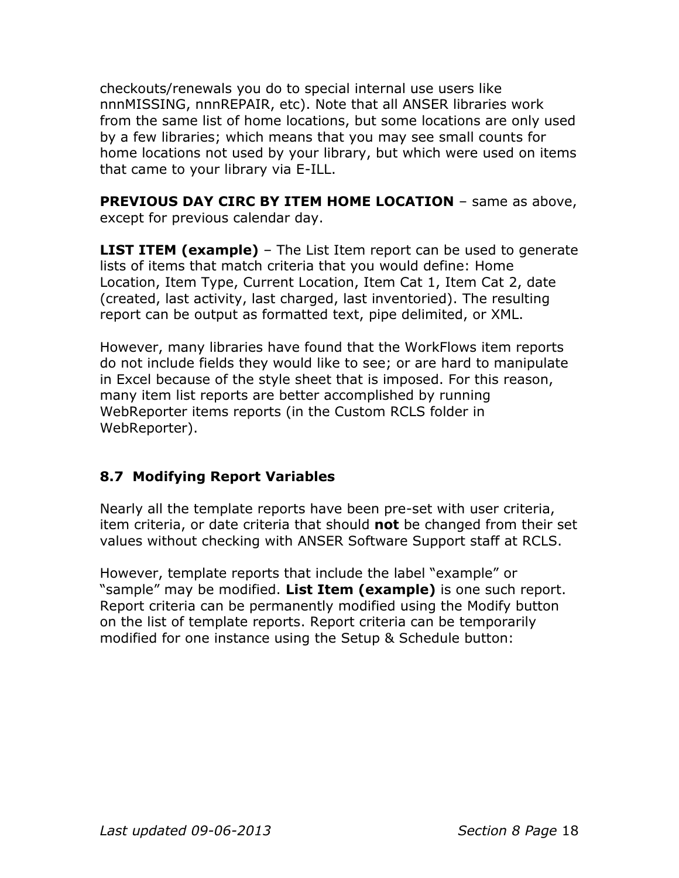checkouts/renewals you do to special internal use users like nnnMISSING, nnnREPAIR, etc). Note that all ANSER libraries work from the same list of home locations, but some locations are only used by a few libraries; which means that you may see small counts for home locations not used by your library, but which were used on items that came to your library via E-ILL.

**PREVIOUS DAY CIRC BY ITEM HOME LOCATION** – same as above, except for previous calendar day.

**LIST ITEM (example)** – The List Item report can be used to generate lists of items that match criteria that you would define: Home Location, Item Type, Current Location, Item Cat 1, Item Cat 2, date (created, last activity, last charged, last inventoried). The resulting report can be output as formatted text, pipe delimited, or XML.

However, many libraries have found that the WorkFlows item reports do not include fields they would like to see; or are hard to manipulate in Excel because of the style sheet that is imposed. For this reason, many item list reports are better accomplished by running WebReporter items reports (in the Custom RCLS folder in WebReporter).

## 8.7 Modifying Report Variables

Nearly all the template reports have been pre-set with user criteria, item criteria, or date criteria that should **not** be changed from their set values without checking with ANSER Software Support staff at RCLS.

However, template reports that include the label "example" or "sample" may be modified. **List Item (example)** is one such report. Report criteria can be permanently modified using the Modify button on the list of template reports. Report criteria can be temporarily modified for one instance using the Setup & Schedule button: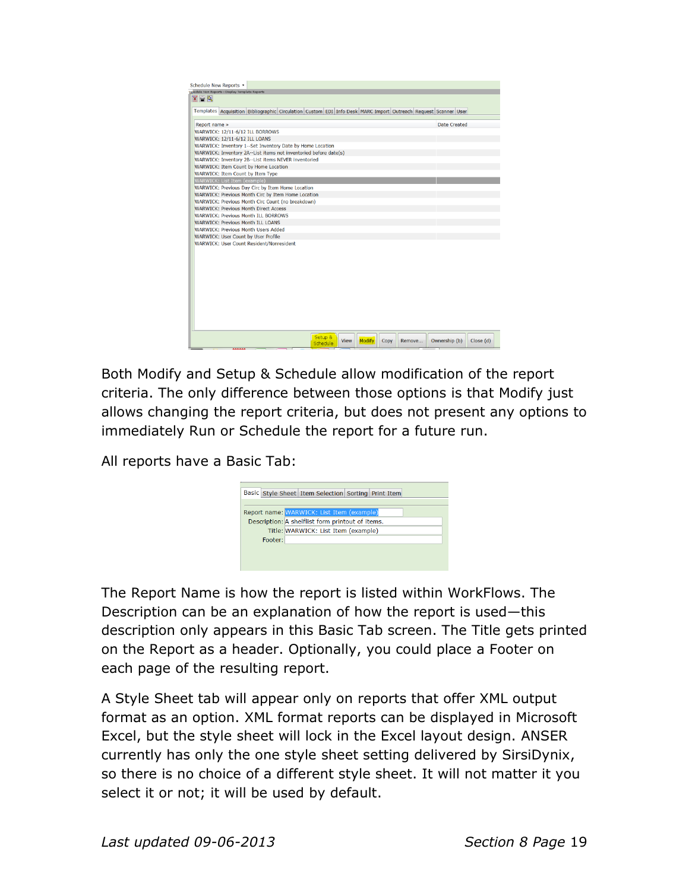Both Modify and Setup & Schedule allow modification of the report criteria. The only difference between those options is that Modify just allows changing the report criteria, but does not present any options to immediately Run or Schedule the report for a future run.

All reports have a Basic Tab:

The Report Name is how the report is listed within WorkFlows. The Description can be an explanation of how the report is used—this description only appears in this Basic Tab screen. The Title gets printed on the Report as a header. Optionally, you could place a Footer on each page of the resulting report.

A Style Sheet tab will appear only on reports that offer XML output format as an option. XML format reports can be displayed in Microsoft Excel, but the style sheet will lock in the Excel layout design. ANSER currently has only the one style sheet setting delivered by SirsiDynix, so there is no choice of a different style sheet. It will not matter it you select it or not; it will be used by default.

*Last updated 09-06-2013*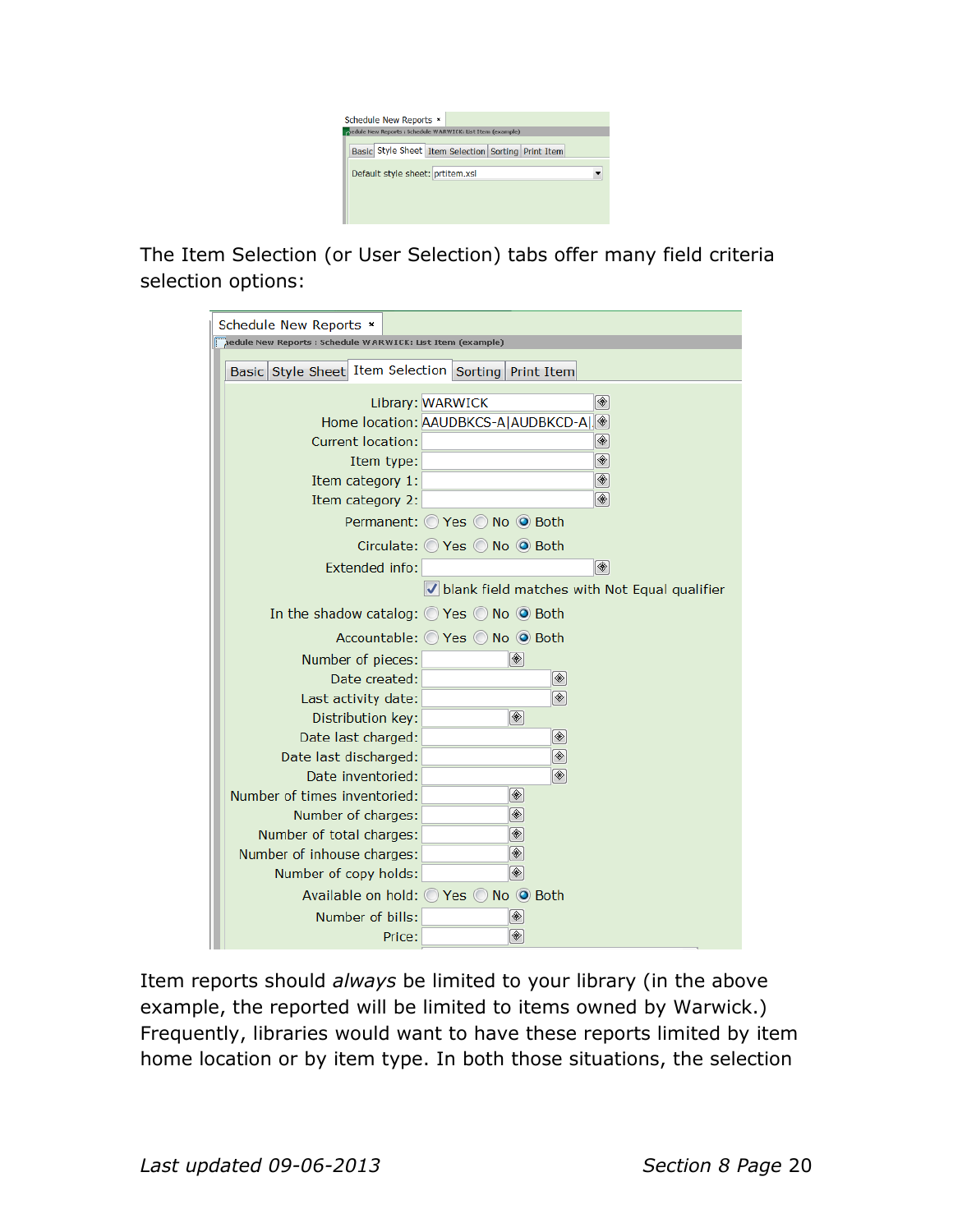The Item Selection (or User Selection) tabs offer many field criteria selection options:

Item reports should *always* be limited to your library (in the above example, the reported will be limited to items owned by Warwick.) Frequently, libraries would want to have these reports limited by item home location or by item type. In both those situations, the selection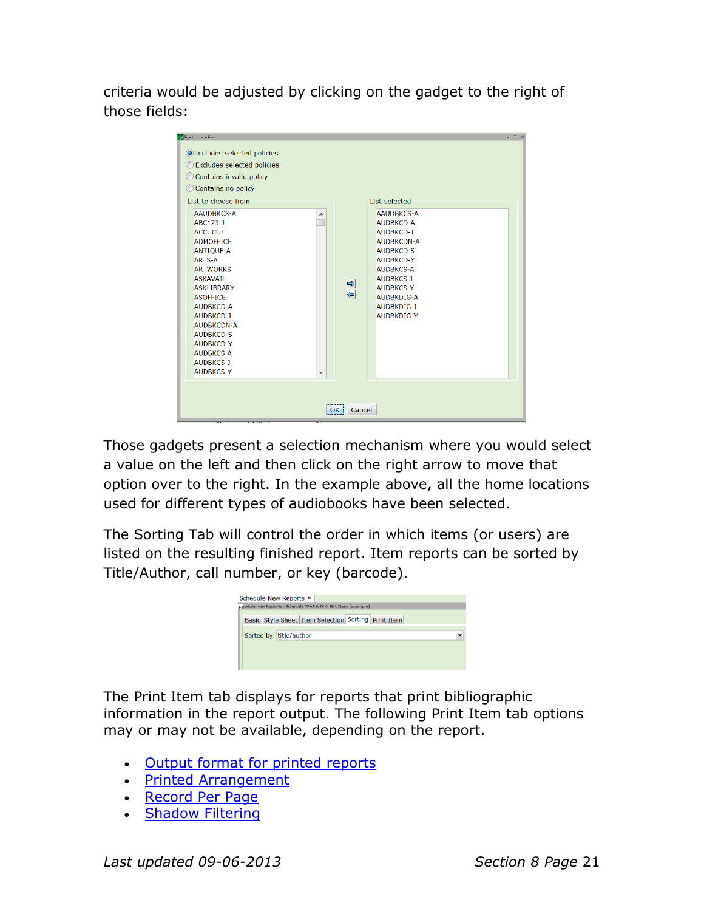criteria would be adjusted by clicking on the gadget to the right of those fields:

Those gadgets present a selection mechanism where you would select a value on the left and then click on the right arrow to move that option over to the right. In the example above, all the home locations used for different types of audiobooks have been selected.

The Sorting Tab will control the order in which items (or users) are listed on the resulting finished report. Item reports can be sorted by Title/Author, call number, or key (barcode).

The Print Item tab displays for reports that print bibliographic information in the report output. The following Print Item tab options may or may not be available, depending on the report.

- Output format for printed reports
- Printed Arrangement
- Record Per Page
- Shadow Filtering

*Last updated 09-06-2013*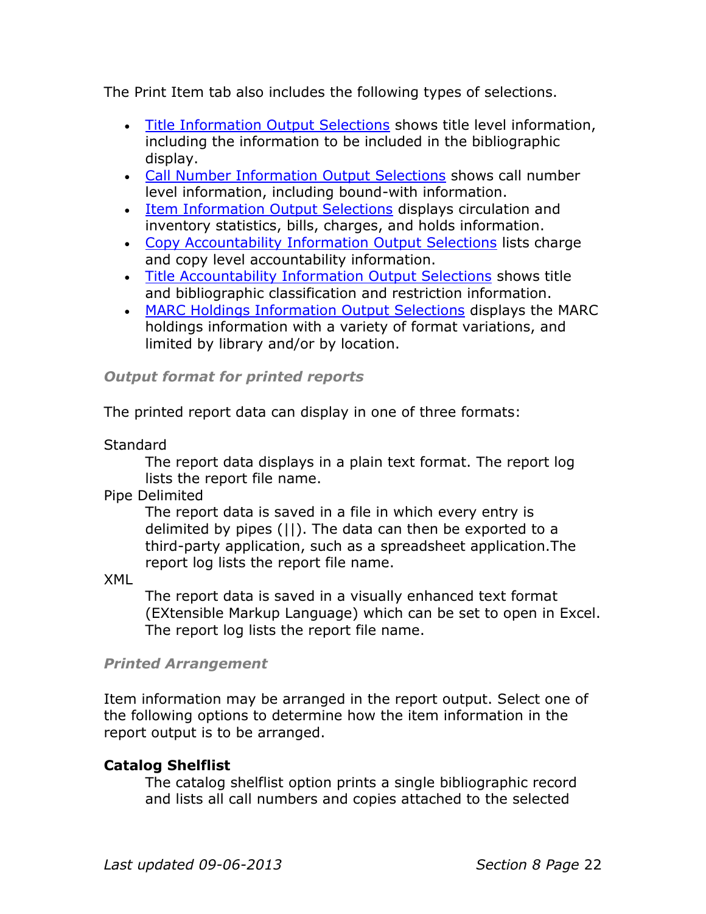The Print Item tab also includes the following types of selections.

- Title Information Output Selections shows title level information, including the information to be included in the bibliographic display.
- Call Number Information Output Selections shows call number level information, including bound-with information.
- Item Information Output Selections displays circulation and inventory statistics, bills, charges, and holds information.
- Copy Accountability Information Output Selections lists charge and copy level accountability information.
- Title Accountability Information Output Selections shows title and bibliographic classification and restriction information.
- MARC Holdings Information Output Selections displays the MARC holdings information with a variety of format variations, and limited by library and/or by location.

*Output format for printed reports*

The printed report data can display in one of three formats:

Standard
: The report data displays in a plain text format. The report log lists the report file name.

Pipe Delimited
: The report data is saved in a file in which every entry is delimited by pipes (||). The data can then be exported to a third-party application, such as a spreadsheet application.The report log lists the report file name.

XML
: The report data is saved in a visually enhanced text format (EXtensible Markup Language) which can be set to open in Excel. The report log lists the report file name.

*Printed Arrangement*

Item information may be arranged in the report output. Select one of the following options to determine how the item information in the report output is to be arranged.

**Catalog Shelflist**
: The catalog shelflist option prints a single bibliographic record and lists all call numbers and copies attached to the selected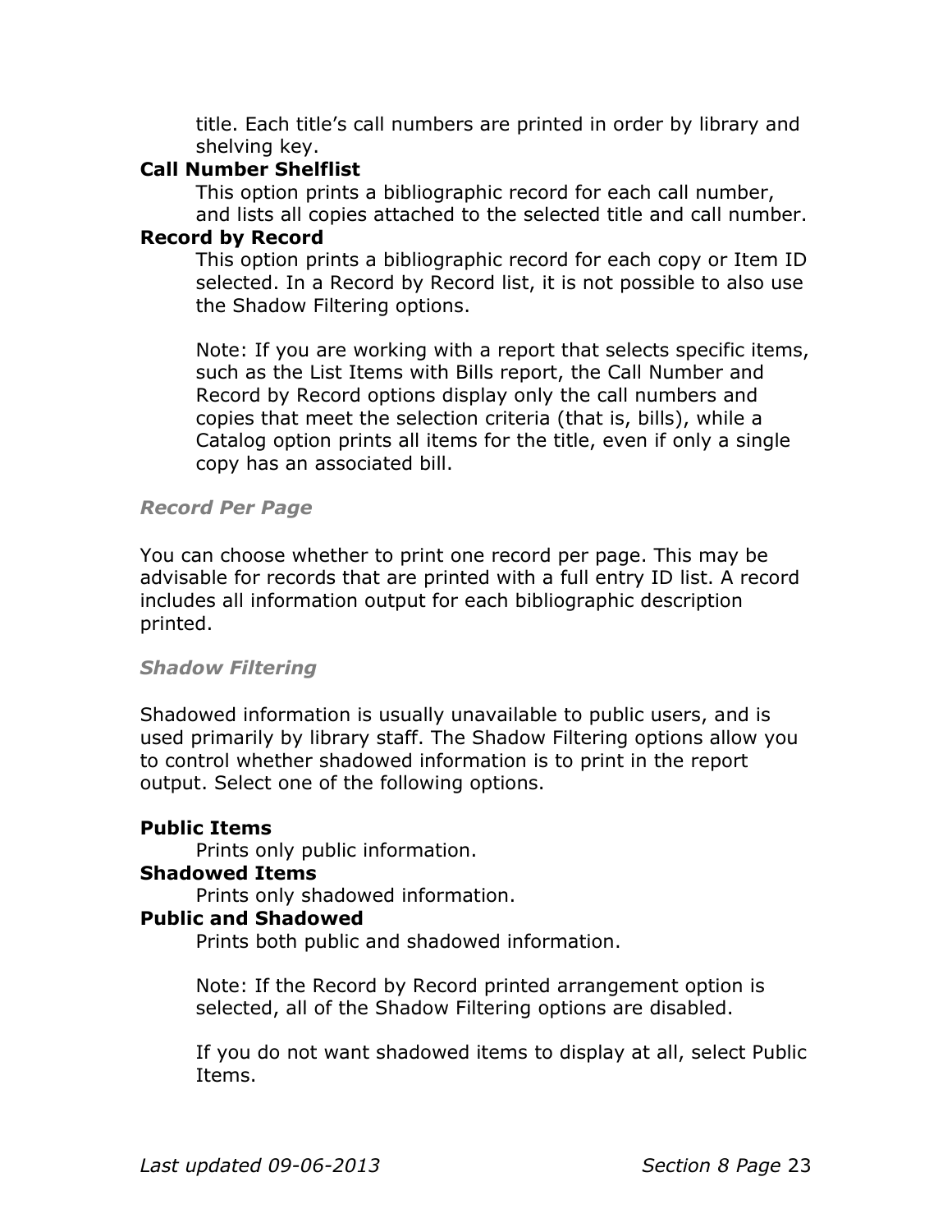title. Each title's call numbers are printed in order by library and shelving key.

**Call Number Shelflist**

This option prints a bibliographic record for each call number, and lists all copies attached to the selected title and call number.

**Record by Record**

This option prints a bibliographic record for each copy or Item ID selected. In a Record by Record list, it is not possible to also use the Shadow Filtering options.

Note: If you are working with a report that selects specific items, such as the List Items with Bills report, the Call Number and Record by Record options display only the call numbers and copies that meet the selection criteria (that is, bills), while a Catalog option prints all items for the title, even if only a single copy has an associated bill.

### *Record Per Page*

You can choose whether to print one record per page. This may be advisable for records that are printed with a full entry ID list. A record includes all information output for each bibliographic description printed.

### *Shadow Filtering*

Shadowed information is usually unavailable to public users, and is used primarily by library staff. The Shadow Filtering options allow you to control whether shadowed information is to print in the report output. Select one of the following options.

**Public Items**

Prints only public information.

**Shadowed Items**

Prints only shadowed information.

**Public and Shadowed**

Prints both public and shadowed information.

Note: If the Record by Record printed arrangement option is selected, all of the Shadow Filtering options are disabled.

If you do not want shadowed items to display at all, select Public Items.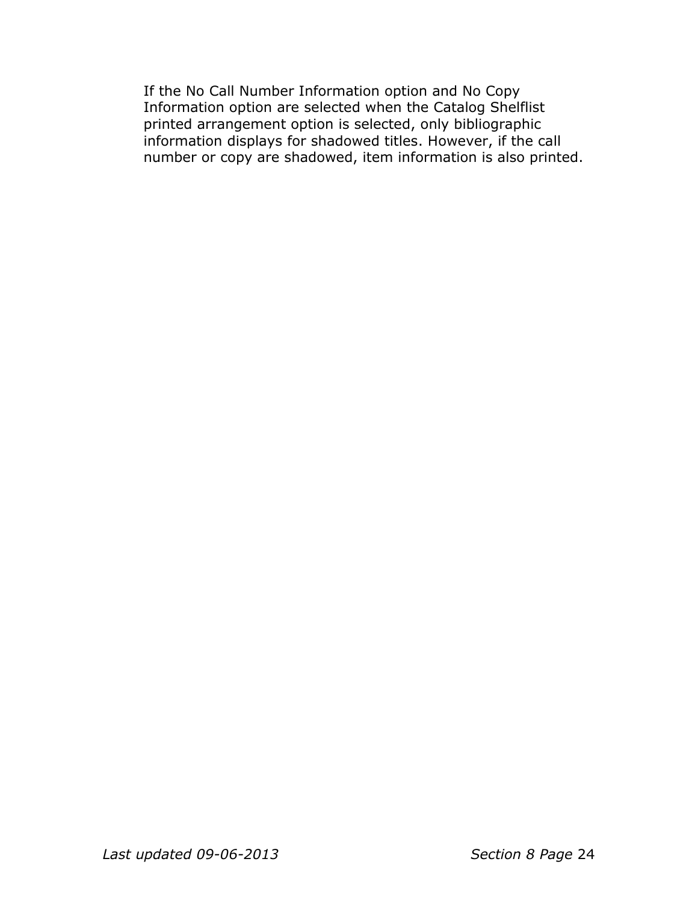If the No Call Number Information option and No Copy Information option are selected when the Catalog Shelflist printed arrangement option is selected, only bibliographic information displays for shadowed titles. However, if the call number or copy are shadowed, item information is also printed.